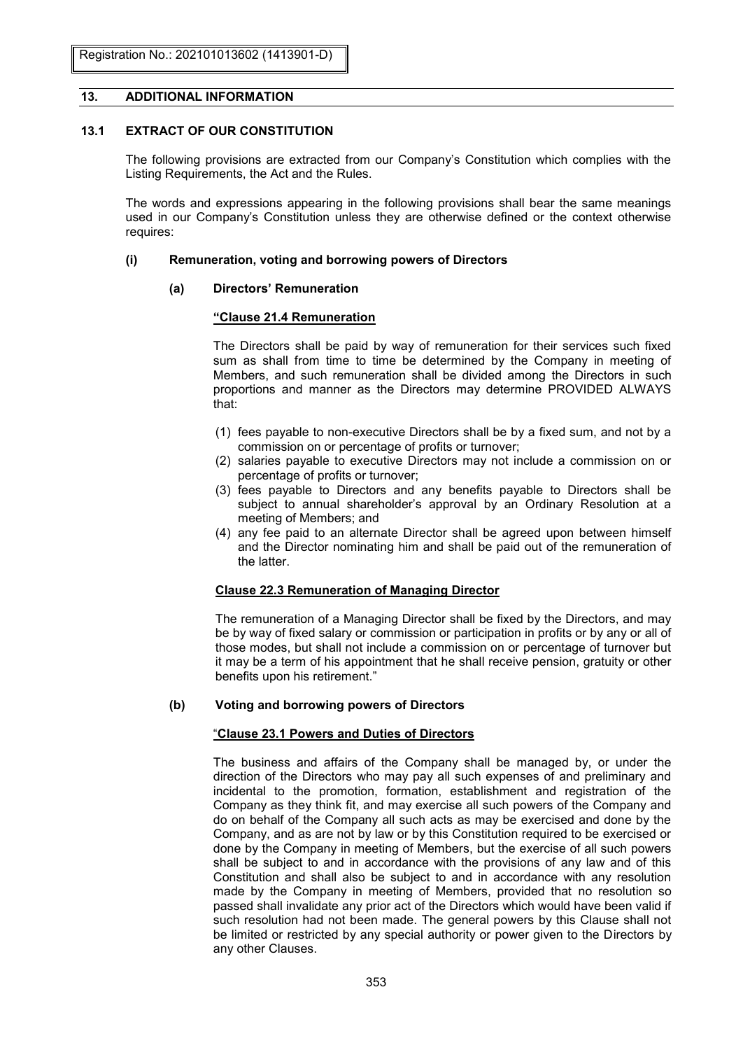Registration No.: 202101013602 (1413901-D)

## 13. ADDITIONAL INFORMATION

### 13.1 EXTRACT OF OUR CONSTITUTION

The following provisions are extracted from our Company's Constitution which complies with the Listing Requirements, the Act and the Rules.

The words and expressions appearing in the following provisions shall bear the same meanings used in our Company's Constitution unless they are otherwise defined or the context otherwise requires:

#### (i) Remuneration, voting and borrowing powers of Directors

##### (a) Directors' Remuneration

**"Clause 21.4 Remuneration**

The Directors shall be paid by way of remuneration for their services such fixed sum as shall from time to time be determined by the Company in meeting of Members, and such remuneration shall be divided among the Directors in such proportions and manner as the Directors may determine PROVIDED ALWAYS that:

(1) fees payable to non-executive Directors shall be by a fixed sum, and not by a commission on or percentage of profits or turnover;
(2) salaries payable to executive Directors may not include a commission on or percentage of profits or turnover;
(3) fees payable to Directors and any benefits payable to Directors shall be subject to annual shareholder's approval by an Ordinary Resolution at a meeting of Members; and
(4) any fee paid to an alternate Director shall be agreed upon between himself and the Director nominating him and shall be paid out of the remuneration of the latter.

**Clause 22.3 Remuneration of Managing Director**

The remuneration of a Managing Director shall be fixed by the Directors, and may be by way of fixed salary or commission or participation in profits or by any or all of those modes, but shall not include a commission on or percentage of turnover but it may be a term of his appointment that he shall receive pension, gratuity or other benefits upon his retirement."

##### (b) Voting and borrowing powers of Directors

"**Clause 23.1 Powers and Duties of Directors**

The business and affairs of the Company shall be managed by, or under the direction of the Directors who may pay all such expenses of and preliminary and incidental to the promotion, formation, establishment and registration of the Company as they think fit, and may exercise all such powers of the Company and do on behalf of the Company all such acts as may be exercised and done by the Company, and as are not by law or by this Constitution required to be exercised or done by the Company in meeting of Members, but the exercise of all such powers shall be subject to and in accordance with the provisions of any law and of this Constitution and shall also be subject to and in accordance with any resolution made by the Company in meeting of Members, provided that no resolution so passed shall invalidate any prior act of the Directors which would have been valid if such resolution had not been made. The general powers by this Clause shall not be limited or restricted by any special authority or power given to the Directors by any other Clauses.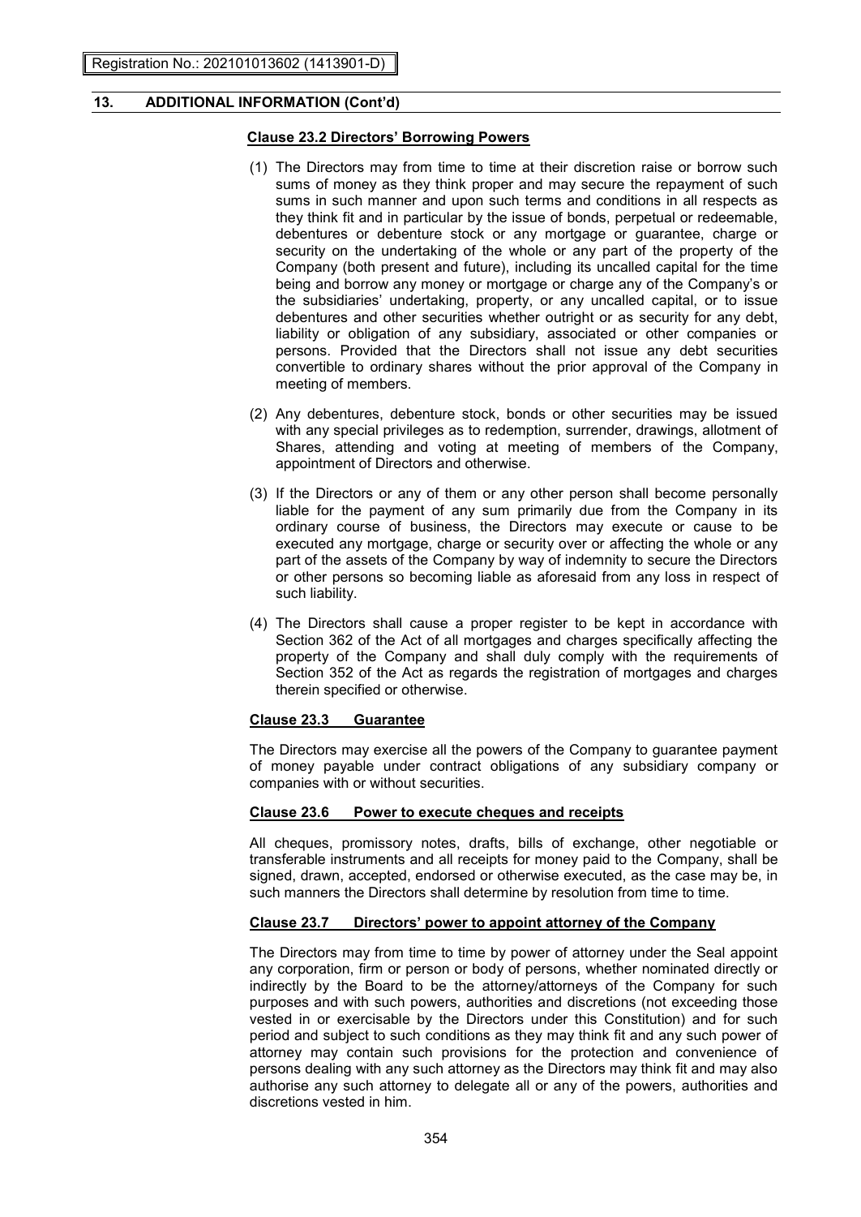## 13. ADDITIONAL INFORMATION (Cont'd)

**Clause 23.2 Directors' Borrowing Powers**

(1) The Directors may from time to time at their discretion raise or borrow such sums of money as they think proper and may secure the repayment of such sums in such manner and upon such terms and conditions in all respects as they think fit and in particular by the issue of bonds, perpetual or redeemable, debentures or debenture stock or any mortgage or guarantee, charge or security on the undertaking of the whole or any part of the property of the Company (both present and future), including its uncalled capital for the time being and borrow any money or mortgage or charge any of the Company's or the subsidiaries' undertaking, property, or any uncalled capital, or to issue debentures and other securities whether outright or as security for any debt, liability or obligation of any subsidiary, associated or other companies or persons. Provided that the Directors shall not issue any debt securities convertible to ordinary shares without the prior approval of the Company in meeting of members.

(2) Any debentures, debenture stock, bonds or other securities may be issued with any special privileges as to redemption, surrender, drawings, allotment of Shares, attending and voting at meeting of members of the Company, appointment of Directors and otherwise.

(3) If the Directors or any of them or any other person shall become personally liable for the payment of any sum primarily due from the Company in its ordinary course of business, the Directors may execute or cause to be executed any mortgage, charge or security over or affecting the whole or any part of the assets of the Company by way of indemnity to secure the Directors or other persons so becoming liable as aforesaid from any loss in respect of such liability.

(4) The Directors shall cause a proper register to be kept in accordance with Section 362 of the Act of all mortgages and charges specifically affecting the property of the Company and shall duly comply with the requirements of Section 352 of the Act as regards the registration of mortgages and charges therein specified or otherwise.

**Clause 23.3 Guarantee**

The Directors may exercise all the powers of the Company to guarantee payment of money payable under contract obligations of any subsidiary company or companies with or without securities.

**Clause 23.6 Power to execute cheques and receipts**

All cheques, promissory notes, drafts, bills of exchange, other negotiable or transferable instruments and all receipts for money paid to the Company, shall be signed, drawn, accepted, endorsed or otherwise executed, as the case may be, in such manners the Directors shall determine by resolution from time to time.

**Clause 23.7 Directors' power to appoint attorney of the Company**

The Directors may from time to time by power of attorney under the Seal appoint any corporation, firm or person or body of persons, whether nominated directly or indirectly by the Board to be the attorney/attorneys of the Company for such purposes and with such powers, authorities and discretions (not exceeding those vested in or exercisable by the Directors under this Constitution) and for such period and subject to such conditions as they may think fit and any such power of attorney may contain such provisions for the protection and convenience of persons dealing with any such attorney as the Directors may think fit and may also authorise any such attorney to delegate all or any of the powers, authorities and discretions vested in him.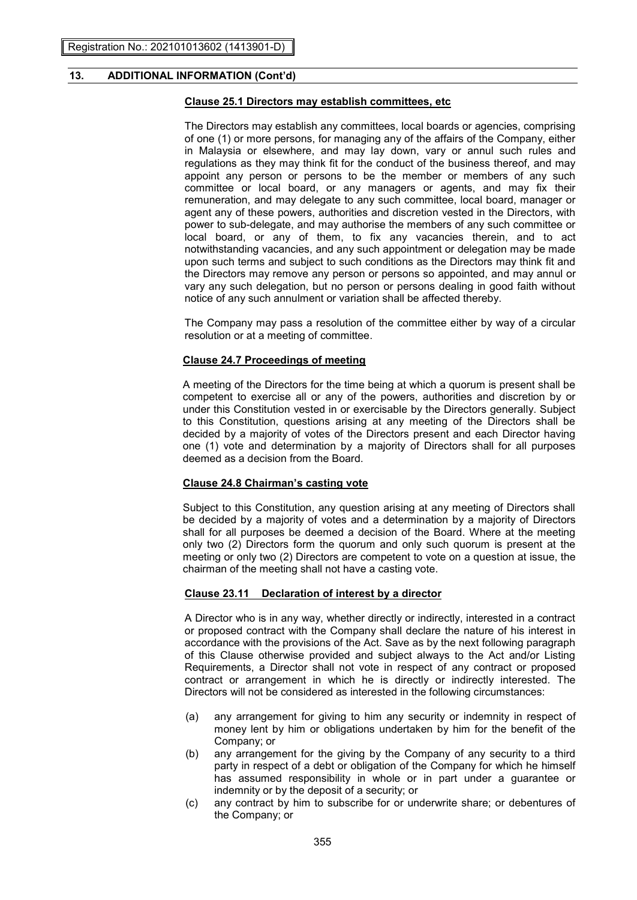## 13. ADDITIONAL INFORMATION (Cont'd)

**Clause 25.1 Directors may establish committees, etc**

The Directors may establish any committees, local boards or agencies, comprising of one (1) or more persons, for managing any of the affairs of the Company, either in Malaysia or elsewhere, and may lay down, vary or annul such rules and regulations as they may think fit for the conduct of the business thereof, and may appoint any person or persons to be the member or members of any such committee or local board, or any managers or agents, and may fix their remuneration, and may delegate to any such committee, local board, manager or agent any of these powers, authorities and discretion vested in the Directors, with power to sub-delegate, and may authorise the members of any such committee or local board, or any of them, to fix any vacancies therein, and to act notwithstanding vacancies, and any such appointment or delegation may be made upon such terms and subject to such conditions as the Directors may think fit and the Directors may remove any person or persons so appointed, and may annul or vary any such delegation, but no person or persons dealing in good faith without notice of any such annulment or variation shall be affected thereby.

The Company may pass a resolution of the committee either by way of a circular resolution or at a meeting of committee.

**Clause 24.7 Proceedings of meeting**

A meeting of the Directors for the time being at which a quorum is present shall be competent to exercise all or any of the powers, authorities and discretion by or under this Constitution vested in or exercisable by the Directors generally. Subject to this Constitution, questions arising at any meeting of the Directors shall be decided by a majority of votes of the Directors present and each Director having one (1) vote and determination by a majority of Directors shall for all purposes deemed as a decision from the Board.

**Clause 24.8 Chairman's casting vote**

Subject to this Constitution, any question arising at any meeting of Directors shall be decided by a majority of votes and a determination by a majority of Directors shall for all purposes be deemed a decision of the Board. Where at the meeting only two (2) Directors form the quorum and only such quorum is present at the meeting or only two (2) Directors are competent to vote on a question at issue, the chairman of the meeting shall not have a casting vote.

**Clause 23.11 Declaration of interest by a director**

A Director who is in any way, whether directly or indirectly, interested in a contract or proposed contract with the Company shall declare the nature of his interest in accordance with the provisions of the Act. Save as by the next following paragraph of this Clause otherwise provided and subject always to the Act and/or Listing Requirements, a Director shall not vote in respect of any contract or proposed contract or arrangement in which he is directly or indirectly interested. The Directors will not be considered as interested in the following circumstances:

(a) any arrangement for giving to him any security or indemnity in respect of money lent by him or obligations undertaken by him for the benefit of the Company; or

(b) any arrangement for the giving by the Company of any security to a third party in respect of a debt or obligation of the Company for which he himself has assumed responsibility in whole or in part under a guarantee or indemnity or by the deposit of a security; or

(c) any contract by him to subscribe for or underwrite share; or debentures of the Company; or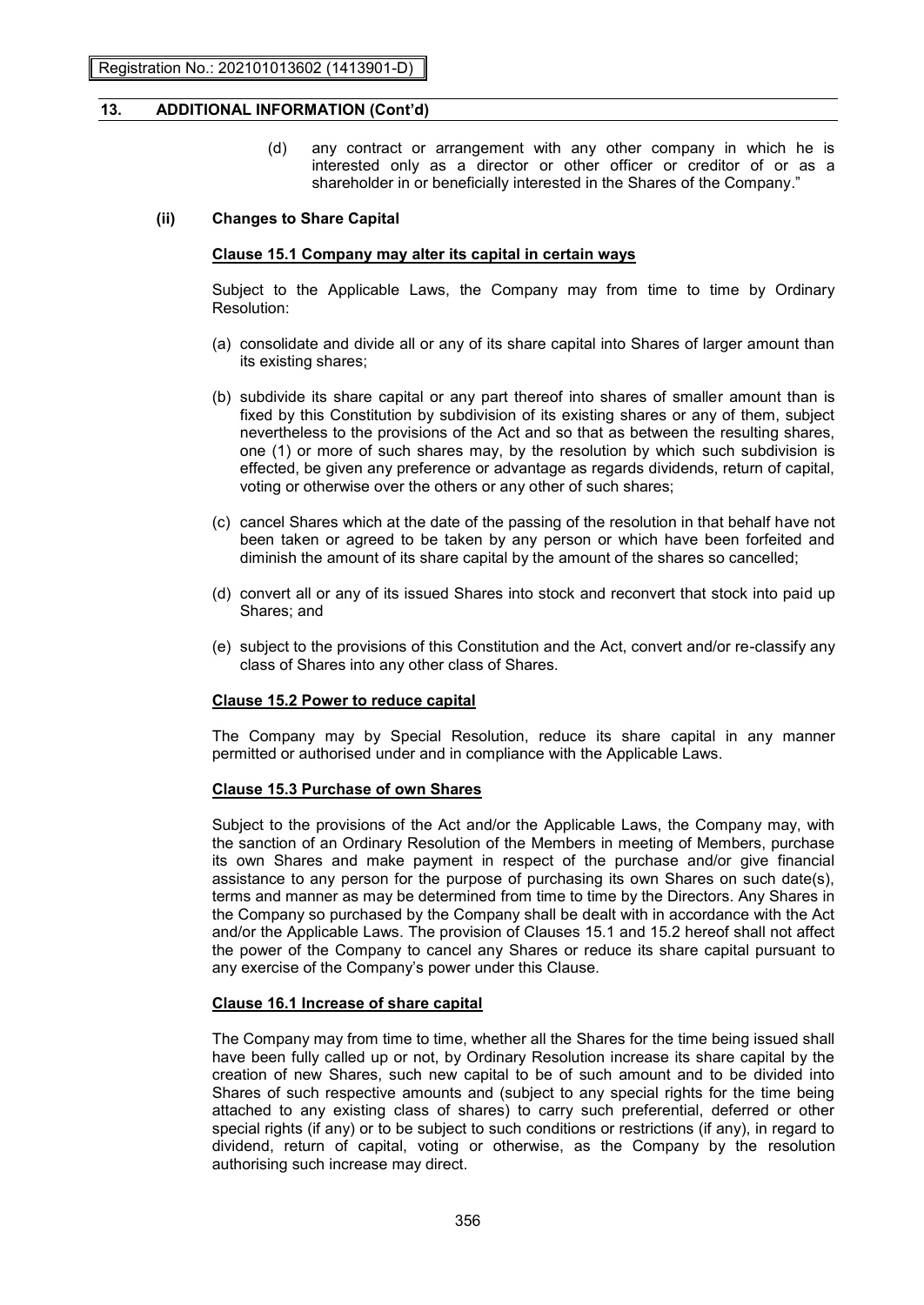## 13. ADDITIONAL INFORMATION (Cont'd)

(d) any contract or arrangement with any other company in which he is interested only as a director or other officer or creditor of or as a shareholder in or beneficially interested in the Shares of the Company."

### (ii) Changes to Share Capital

**Clause 15.1 Company may alter its capital in certain ways**

Subject to the Applicable Laws, the Company may from time to time by Ordinary Resolution:

(a) consolidate and divide all or any of its share capital into Shares of larger amount than its existing shares;

(b) subdivide its share capital or any part thereof into shares of smaller amount than is fixed by this Constitution by subdivision of its existing shares or any of them, subject nevertheless to the provisions of the Act and so that as between the resulting shares, one (1) or more of such shares may, by the resolution by which such subdivision is effected, be given any preference or advantage as regards dividends, return of capital, voting or otherwise over the others or any other of such shares;

(c) cancel Shares which at the date of the passing of the resolution in that behalf have not been taken or agreed to be taken by any person or which have been forfeited and diminish the amount of its share capital by the amount of the shares so cancelled;

(d) convert all or any of its issued Shares into stock and reconvert that stock into paid up Shares; and

(e) subject to the provisions of this Constitution and the Act, convert and/or re-classify any class of Shares into any other class of Shares.

**Clause 15.2 Power to reduce capital**

The Company may by Special Resolution, reduce its share capital in any manner permitted or authorised under and in compliance with the Applicable Laws.

**Clause 15.3 Purchase of own Shares**

Subject to the provisions of the Act and/or the Applicable Laws, the Company may, with the sanction of an Ordinary Resolution of the Members in meeting of Members, purchase its own Shares and make payment in respect of the purchase and/or give financial assistance to any person for the purpose of purchasing its own Shares on such date(s), terms and manner as may be determined from time to time by the Directors. Any Shares in the Company so purchased by the Company shall be dealt with in accordance with the Act and/or the Applicable Laws. The provision of Clauses 15.1 and 15.2 hereof shall not affect the power of the Company to cancel any Shares or reduce its share capital pursuant to any exercise of the Company's power under this Clause.

**Clause 16.1 Increase of share capital**

The Company may from time to time, whether all the Shares for the time being issued shall have been fully called up or not, by Ordinary Resolution increase its share capital by the creation of new Shares, such new capital to be of such amount and to be divided into Shares of such respective amounts and (subject to any special rights for the time being attached to any existing class of shares) to carry such preferential, deferred or other special rights (if any) or to be subject to such conditions or restrictions (if any), in regard to dividend, return of capital, voting or otherwise, as the Company by the resolution authorising such increase may direct.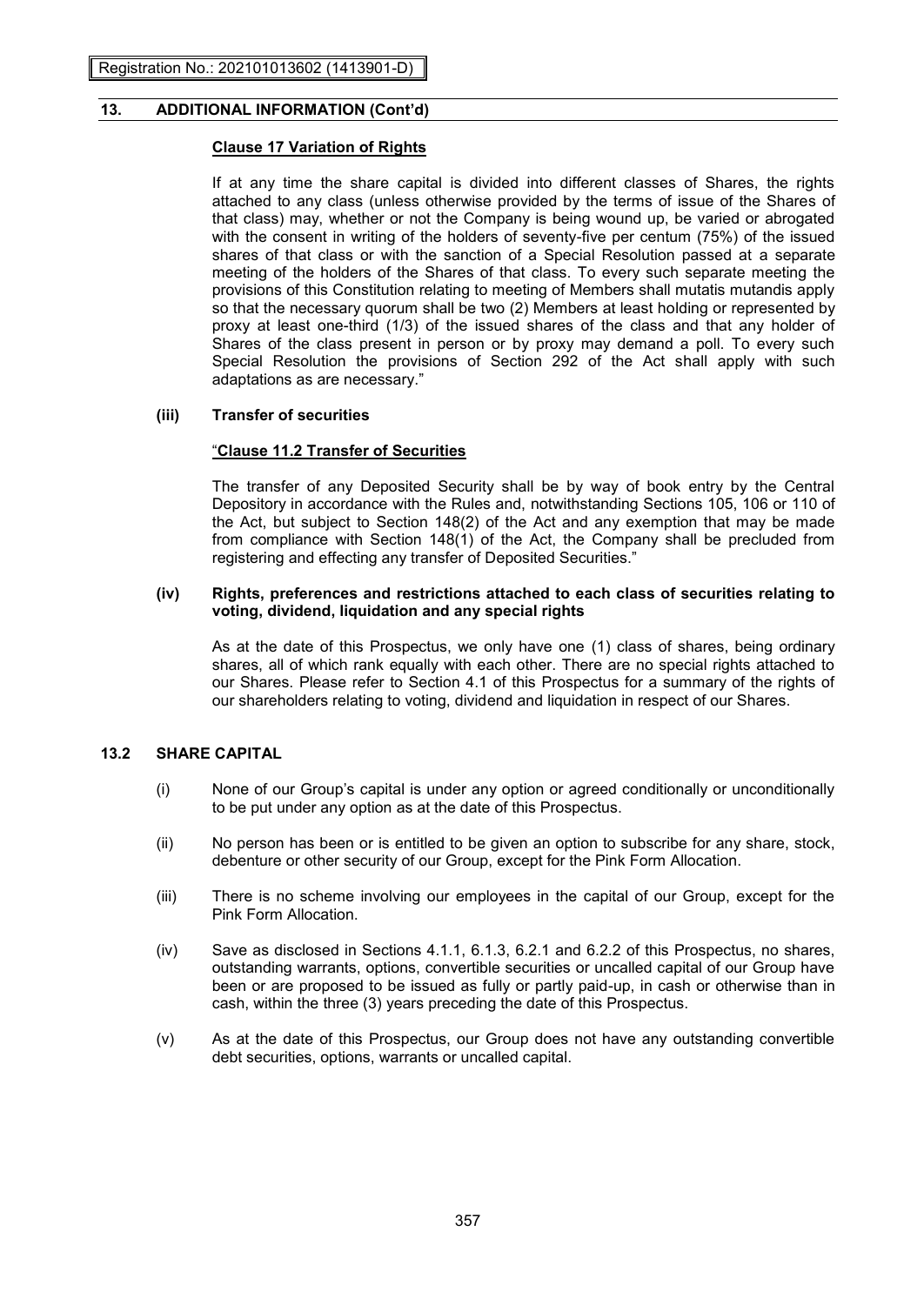## 13. ADDITIONAL INFORMATION (Cont'd)

**Clause 17 Variation of Rights**

If at any time the share capital is divided into different classes of Shares, the rights attached to any class (unless otherwise provided by the terms of issue of the Shares of that class) may, whether or not the Company is being wound up, be varied or abrogated with the consent in writing of the holders of seventy-five per centum (75%) of the issued shares of that class or with the sanction of a Special Resolution passed at a separate meeting of the holders of the Shares of that class. To every such separate meeting the provisions of this Constitution relating to meeting of Members shall mutatis mutandis apply so that the necessary quorum shall be two (2) Members at least holding or represented by proxy at least one-third (1/3) of the issued shares of the class and that any holder of Shares of the class present in person or by proxy may demand a poll. To every such Special Resolution the provisions of Section 292 of the Act shall apply with such adaptations as are necessary."

### (iii) Transfer of securities

"**Clause 11.2 Transfer of Securities**

The transfer of any Deposited Security shall be by way of book entry by the Central Depository in accordance with the Rules and, notwithstanding Sections 105, 106 or 110 of the Act, but subject to Section 148(2) of the Act and any exemption that may be made from compliance with Section 148(1) of the Act, the Company shall be precluded from registering and effecting any transfer of Deposited Securities."

### (iv) Rights, preferences and restrictions attached to each class of securities relating to voting, dividend, liquidation and any special rights

As at the date of this Prospectus, we only have one (1) class of shares, being ordinary shares, all of which rank equally with each other. There are no special rights attached to our Shares. Please refer to Section 4.1 of this Prospectus for a summary of the rights of our shareholders relating to voting, dividend and liquidation in respect of our Shares.

## 13.2 SHARE CAPITAL

(i) None of our Group's capital is under any option or agreed conditionally or unconditionally to be put under any option as at the date of this Prospectus.

(ii) No person has been or is entitled to be given an option to subscribe for any share, stock, debenture or other security of our Group, except for the Pink Form Allocation.

(iii) There is no scheme involving our employees in the capital of our Group, except for the Pink Form Allocation.

(iv) Save as disclosed in Sections 4.1.1, 6.1.3, 6.2.1 and 6.2.2 of this Prospectus, no shares, outstanding warrants, options, convertible securities or uncalled capital of our Group have been or are proposed to be issued as fully or partly paid-up, in cash or otherwise than in cash, within the three (3) years preceding the date of this Prospectus.

(v) As at the date of this Prospectus, our Group does not have any outstanding convertible debt securities, options, warrants or uncalled capital.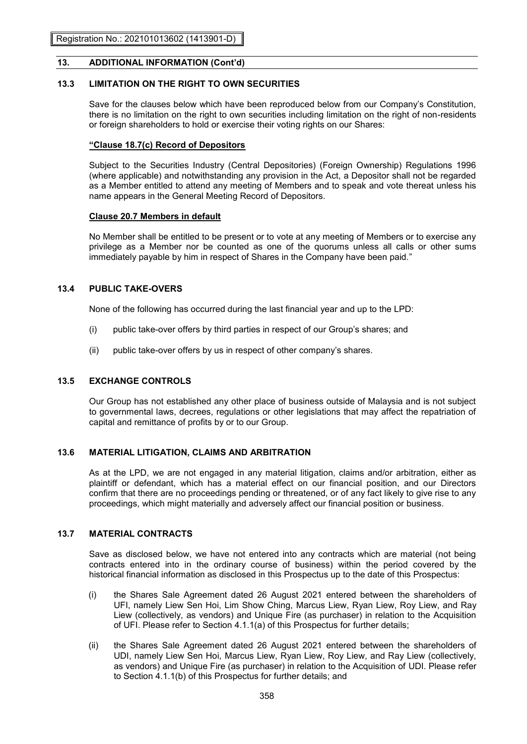## 13. ADDITIONAL INFORMATION (Cont'd)

### 13.3 LIMITATION ON THE RIGHT TO OWN SECURITIES

Save for the clauses below which have been reproduced below from our Company's Constitution, there is no limitation on the right to own securities including limitation on the right of non-residents or foreign shareholders to hold or exercise their voting rights on our Shares:

**"Clause 18.7(c) Record of Depositors**

Subject to the Securities Industry (Central Depositories) (Foreign Ownership) Regulations 1996 (where applicable) and notwithstanding any provision in the Act, a Depositor shall not be regarded as a Member entitled to attend any meeting of Members and to speak and vote thereat unless his name appears in the General Meeting Record of Depositors.

**Clause 20.7 Members in default**

No Member shall be entitled to be present or to vote at any meeting of Members or to exercise any privilege as a Member nor be counted as one of the quorums unless all calls or other sums immediately payable by him in respect of Shares in the Company have been paid."

### 13.4 PUBLIC TAKE-OVERS

None of the following has occurred during the last financial year and up to the LPD:

(i) public take-over offers by third parties in respect of our Group's shares; and

(ii) public take-over offers by us in respect of other company's shares.

### 13.5 EXCHANGE CONTROLS

Our Group has not established any other place of business outside of Malaysia and is not subject to governmental laws, decrees, regulations or other legislations that may affect the repatriation of capital and remittance of profits by or to our Group.

### 13.6 MATERIAL LITIGATION, CLAIMS AND ARBITRATION

As at the LPD, we are not engaged in any material litigation, claims and/or arbitration, either as plaintiff or defendant, which has a material effect on our financial position, and our Directors confirm that there are no proceedings pending or threatened, or of any fact likely to give rise to any proceedings, which might materially and adversely affect our financial position or business.

### 13.7 MATERIAL CONTRACTS

Save as disclosed below, we have not entered into any contracts which are material (not being contracts entered into in the ordinary course of business) within the period covered by the historical financial information as disclosed in this Prospectus up to the date of this Prospectus:

(i) the Shares Sale Agreement dated 26 August 2021 entered between the shareholders of UFI, namely Liew Sen Hoi, Lim Show Ching, Marcus Liew, Ryan Liew, Roy Liew, and Ray Liew (collectively, as vendors) and Unique Fire (as purchaser) in relation to the Acquisition of UFI. Please refer to Section 4.1.1(a) of this Prospectus for further details;

(ii) the Shares Sale Agreement dated 26 August 2021 entered between the shareholders of UDI, namely Liew Sen Hoi, Marcus Liew, Ryan Liew, Roy Liew, and Ray Liew (collectively, as vendors) and Unique Fire (as purchaser) in relation to the Acquisition of UDI. Please refer to Section 4.1.1(b) of this Prospectus for further details; and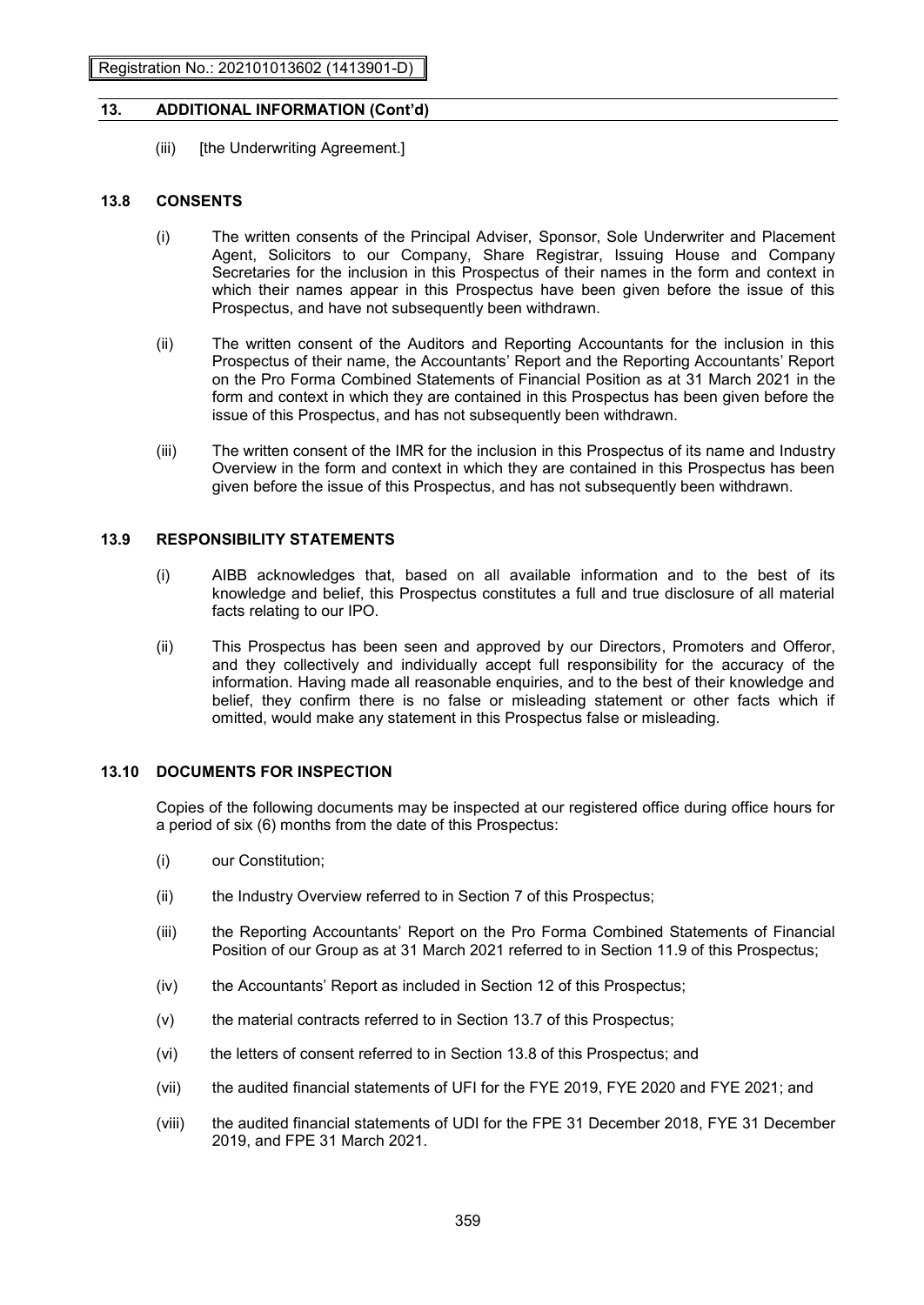## 13. ADDITIONAL INFORMATION (Cont'd)

(iii) [the Underwriting Agreement.]

### 13.8 CONSENTS

(i) The written consents of the Principal Adviser, Sponsor, Sole Underwriter and Placement Agent, Solicitors to our Company, Share Registrar, Issuing House and Company Secretaries for the inclusion in this Prospectus of their names in the form and context in which their names appear in this Prospectus have been given before the issue of this Prospectus, and have not subsequently been withdrawn.

(ii) The written consent of the Auditors and Reporting Accountants for the inclusion in this Prospectus of their name, the Accountants' Report and the Reporting Accountants' Report on the Pro Forma Combined Statements of Financial Position as at 31 March 2021 in the form and context in which they are contained in this Prospectus has been given before the issue of this Prospectus, and has not subsequently been withdrawn.

(iii) The written consent of the IMR for the inclusion in this Prospectus of its name and Industry Overview in the form and context in which they are contained in this Prospectus has been given before the issue of this Prospectus, and has not subsequently been withdrawn.

### 13.9 RESPONSIBILITY STATEMENTS

(i) AIBB acknowledges that, based on all available information and to the best of its knowledge and belief, this Prospectus constitutes a full and true disclosure of all material facts relating to our IPO.

(ii) This Prospectus has been seen and approved by our Directors, Promoters and Offeror, and they collectively and individually accept full responsibility for the accuracy of the information. Having made all reasonable enquiries, and to the best of their knowledge and belief, they confirm there is no false or misleading statement or other facts which if omitted, would make any statement in this Prospectus false or misleading.

### 13.10 DOCUMENTS FOR INSPECTION

Copies of the following documents may be inspected at our registered office during office hours for a period of six (6) months from the date of this Prospectus:

(i) our Constitution;

(ii) the Industry Overview referred to in Section 7 of this Prospectus;

(iii) the Reporting Accountants' Report on the Pro Forma Combined Statements of Financial Position of our Group as at 31 March 2021 referred to in Section 11.9 of this Prospectus;

(iv) the Accountants' Report as included in Section 12 of this Prospectus;

(v) the material contracts referred to in Section 13.7 of this Prospectus;

(vi) the letters of consent referred to in Section 13.8 of this Prospectus; and

(vii) the audited financial statements of UFI for the FYE 2019, FYE 2020 and FYE 2021; and

(viii) the audited financial statements of UDI for the FPE 31 December 2018, FYE 31 December 2019, and FPE 31 March 2021.